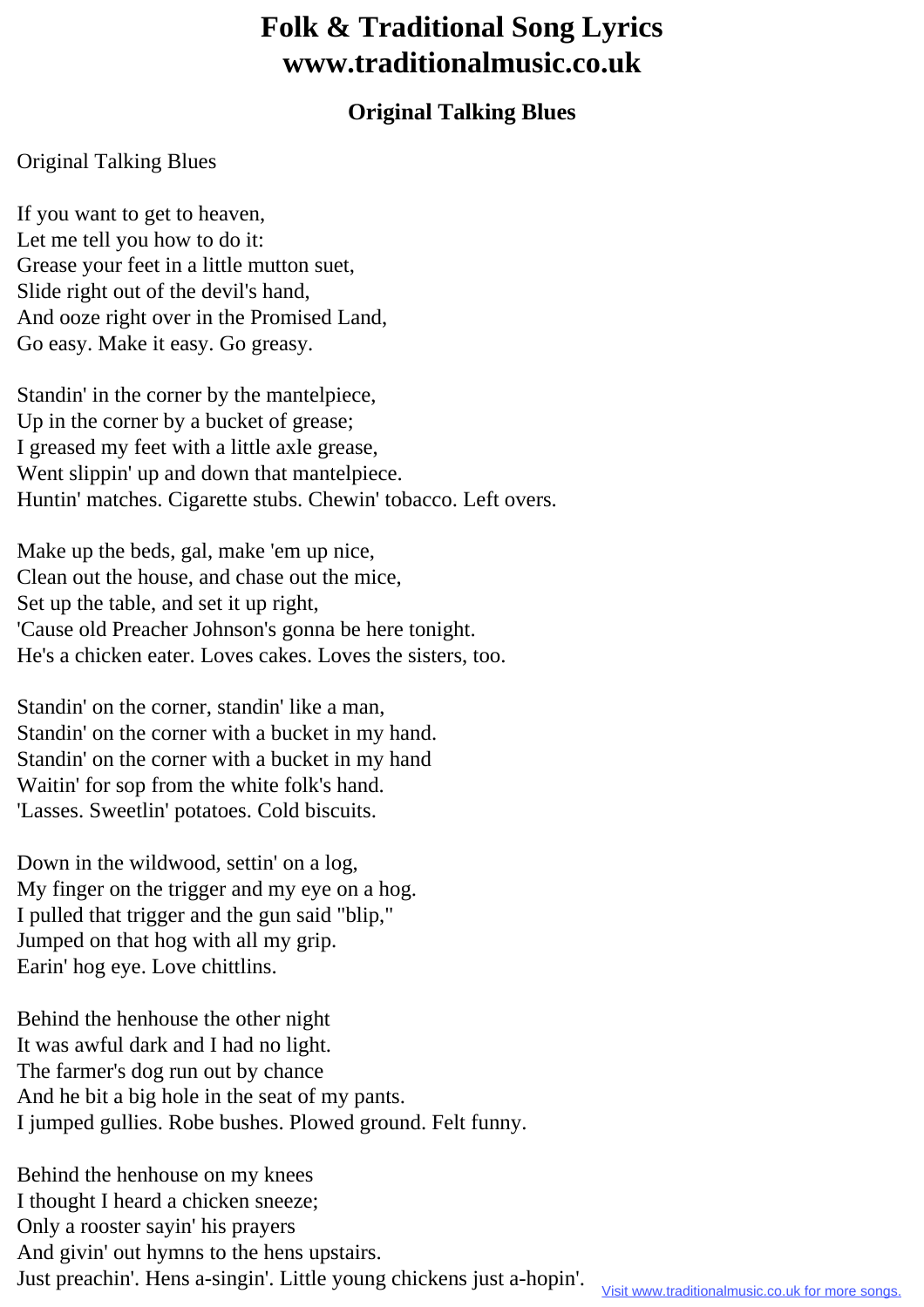# Folk & Traditional Song Lyrics www.traditionalmusic.co.uk

## Original Talking Blues

Original Talking Blues

If you want to get to heaven,
Let me tell you how to do it:
Grease your feet in a little mutton suet,
Slide right out of the devil's hand,
And ooze right over in the Promised Land,
Go easy. Make it easy. Go greasy.

Standin' in the corner by the mantelpiece,
Up in the corner by a bucket of grease;
I greased my feet with a little axle grease,
Went slippin' up and down that mantelpiece.
Huntin' matches. Cigarette stubs. Chewin' tobacco. Left overs.

Make up the beds, gal, make 'em up nice,
Clean out the house, and chase out the mice,
Set up the table, and set it up right,
'Cause old Preacher Johnson's gonna be here tonight.
He's a chicken eater. Loves cakes. Loves the sisters, too.

Standin' on the corner, standin' like a man,
Standin' on the corner with a bucket in my hand.
Standin' on the corner with a bucket in my hand
Waitin' for sop from the white folk's hand.
'Lasses. Sweetlin' potatoes. Cold biscuits.

Down in the wildwood, settin' on a log,
My finger on the trigger and my eye on a hog.
I pulled that trigger and the gun said "blip,"
Jumped on that hog with all my grip.
Earin' hog eye. Love chittlins.

Behind the henhouse the other night
It was awful dark and I had no light.
The farmer's dog run out by chance
And he bit a big hole in the seat of my pants.
I jumped gullies. Robe bushes. Plowed ground. Felt funny.

Behind the henhouse on my knees
I thought I heard a chicken sneeze;
Only a rooster sayin' his prayers
And givin' out hymns to the hens upstairs.
Just preachin'. Hens a-singin'. Little young chickens just a-hopin'.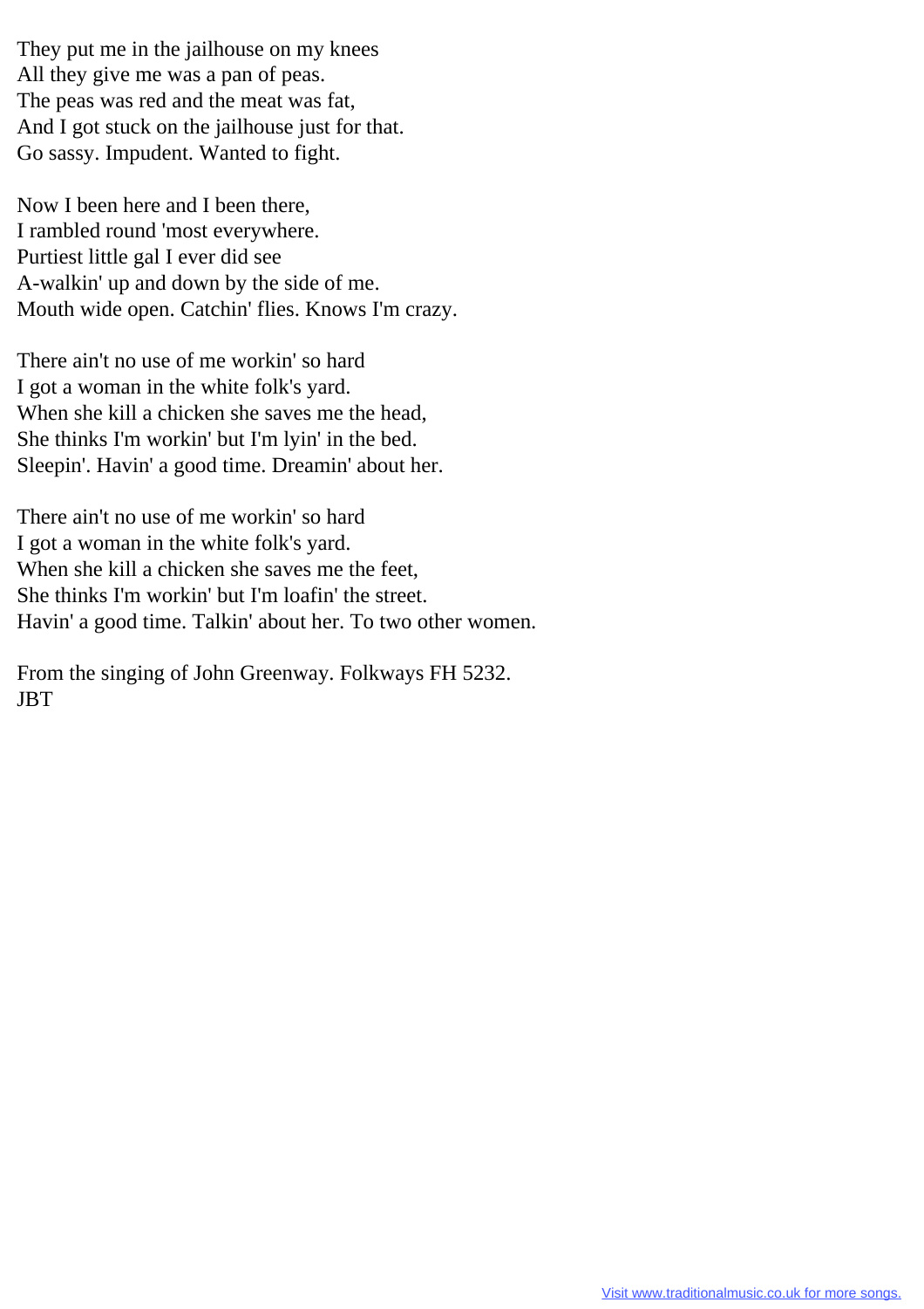They put me in the jailhouse on my knees
All they give me was a pan of peas.
The peas was red and the meat was fat,
And I got stuck on the jailhouse just for that.
Go sassy. Impudent. Wanted to fight.

Now I been here and I been there,
I rambled round 'most everywhere.
Purtiest little gal I ever did see
A-walkin' up and down by the side of me.
Mouth wide open. Catchin' flies. Knows I'm crazy.

There ain't no use of me workin' so hard
I got a woman in the white folk's yard.
When she kill a chicken she saves me the head,
She thinks I'm workin' but I'm lyin' in the bed.
Sleepin'. Havin' a good time. Dreamin' about her.

There ain't no use of me workin' so hard
I got a woman in the white folk's yard.
When she kill a chicken she saves me the feet,
She thinks I'm workin' but I'm loafin' the street.
Havin' a good time. Talkin' about her. To two other women.

From the singing of John Greenway. Folkways FH 5232.
JBT

Visit www.traditionalmusic.co.uk for more songs.